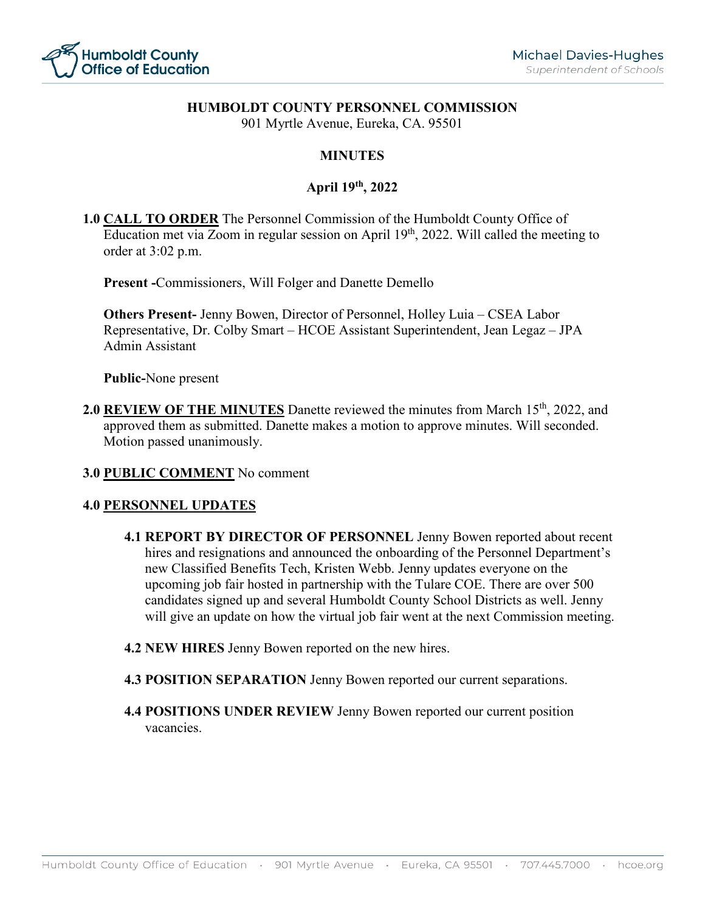# HUMBOLDT COUNTY PERSONNEL COMMISSION

901 Myrtle Avenue, Eureka, CA. 95501

## MINUTES

## April 19th, 2022

**1.0 CALL TO ORDER** The Personnel Commission of the Humboldt County Office of Education met via Zoom in regular session on April 19th, 2022. Will called the meeting to order at 3:02 p.m.

**Present -**Commissioners, Will Folger and Danette Demello

**Others Present-** Jenny Bowen, Director of Personnel, Holley Luia – CSEA Labor Representative, Dr. Colby Smart – HCOE Assistant Superintendent, Jean Legaz – JPA Admin Assistant

**Public-**None present

**2.0 REVIEW OF THE MINUTES** Danette reviewed the minutes from March 15th, 2022, and approved them as submitted. Danette makes a motion to approve minutes. Will seconded. Motion passed unanimously.

**3.0 PUBLIC COMMENT** No comment

**4.0 PERSONNEL UPDATES**

**4.1 REPORT BY DIRECTOR OF PERSONNEL** Jenny Bowen reported about recent hires and resignations and announced the onboarding of the Personnel Department's new Classified Benefits Tech, Kristen Webb. Jenny updates everyone on the upcoming job fair hosted in partnership with the Tulare COE. There are over 500 candidates signed up and several Humboldt County School Districts as well. Jenny will give an update on how the virtual job fair went at the next Commission meeting.

**4.2 NEW HIRES** Jenny Bowen reported on the new hires.

**4.3 POSITION SEPARATION** Jenny Bowen reported our current separations.

**4.4 POSITIONS UNDER REVIEW** Jenny Bowen reported our current position vacancies.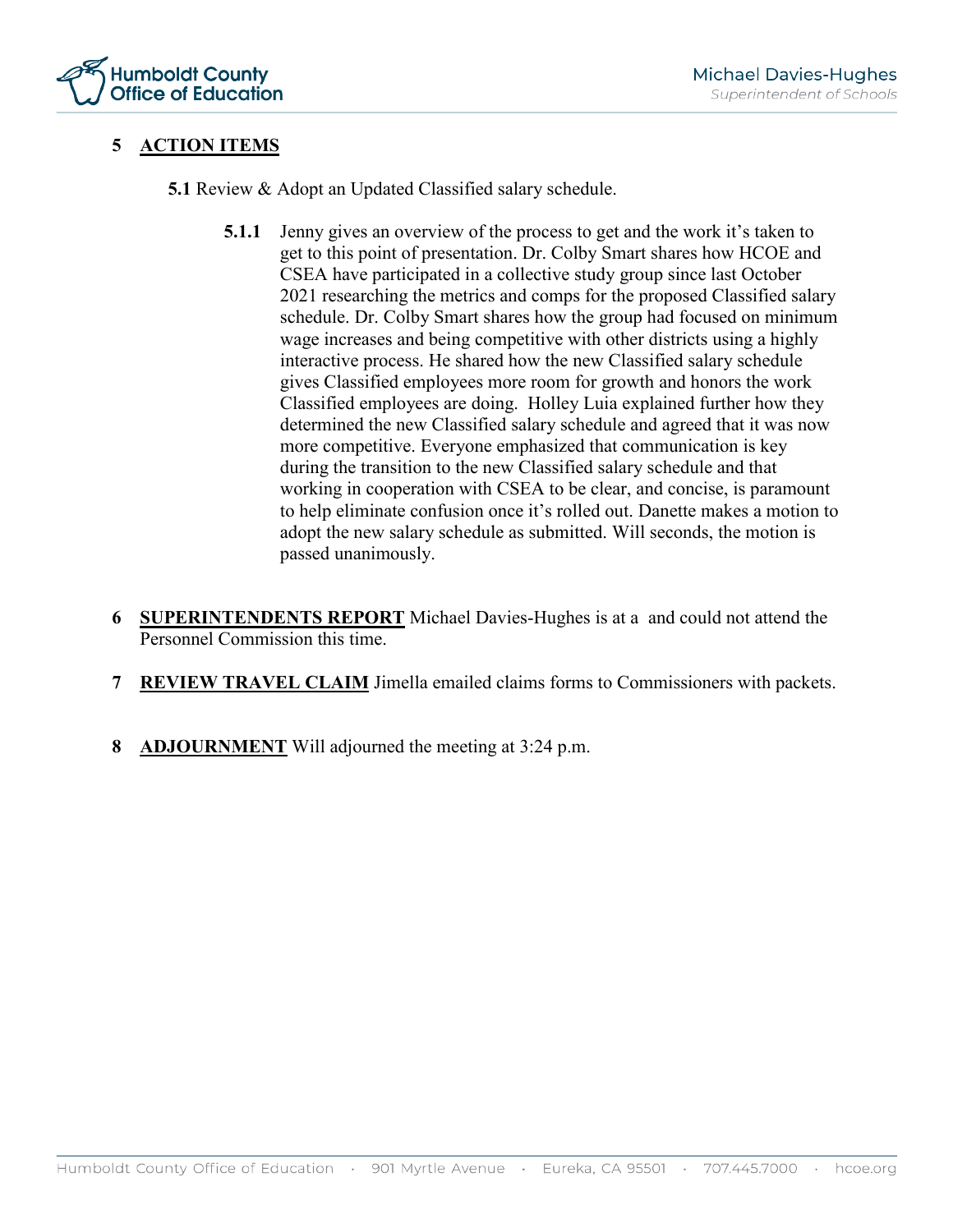## 5 ACTION ITEMS

**5.1** Review & Adopt an Updated Classified salary schedule.

**5.1.1** Jenny gives an overview of the process to get and the work it's taken to get to this point of presentation. Dr. Colby Smart shares how HCOE and CSEA have participated in a collective study group since last October 2021 researching the metrics and comps for the proposed Classified salary schedule. Dr. Colby Smart shares how the group had focused on minimum wage increases and being competitive with other districts using a highly interactive process. He shared how the new Classified salary schedule gives Classified employees more room for growth and honors the work Classified employees are doing. Holley Luia explained further how they determined the new Classified salary schedule and agreed that it was now more competitive. Everyone emphasized that communication is key during the transition to the new Classified salary schedule and that working in cooperation with CSEA to be clear, and concise, is paramount to help eliminate confusion once it's rolled out. Danette makes a motion to adopt the new salary schedule as submitted. Will seconds, the motion is passed unanimously.

**6 SUPERINTENDENTS REPORT** Michael Davies-Hughes is at a and could not attend the Personnel Commission this time.

**7 REVIEW TRAVEL CLAIM** Jimella emailed claims forms to Commissioners with packets.

**8 ADJOURNMENT** Will adjourned the meeting at 3:24 p.m.